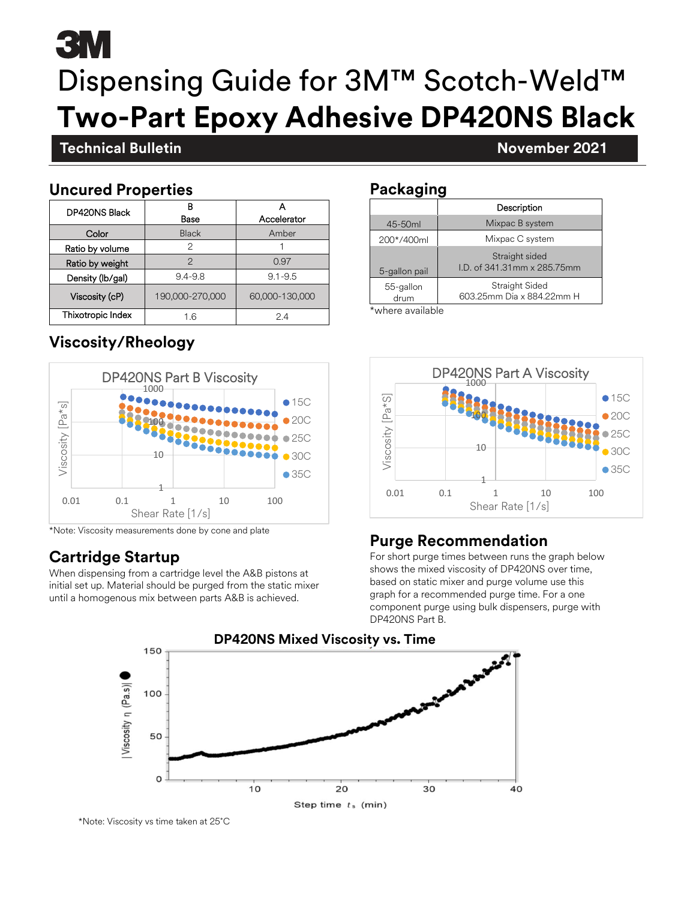# Dispensing Guide for 3M™ Scotch-Weld™ Two-Part Epoxy Adhesive DP420NS Black

**Technical Bulletin** November 2021

## Uncured Properties

| DP420NS Black | B Base | A Accelerator |
|---|---|---|
| Color | Black | Amber |
| Ratio by volume | 2 | 1 |
| Ratio by weight | 2 | 0.97 |
| Density (lb/gal) | 9.4-9.8 | 9.1-9.5 |
| Viscosity (cP) | 190,000-270,000 | 60,000-130,000 |
| Thixotropic Index | 1.6 | 2.4 |

## Packaging

| | Description |
|---|---|
| 45-50ml | Mixpac B system |
| 200*/400ml | Mixpac C system |
| 5-gallon pail | Straight sided I.D. of 341.31mm x 285.75mm |
| 55-gallon drum | Straight Sided 603.25mm Dia x 884.22mm H |

*where available

## Viscosity/Rheology

**DP420NS Part B Viscosity**

Viscosity [Pa*s] vs. Shear Rate [1/s]; series: 15C, 20C, 25C, 30C, 35C

**DP420NS Part A Viscosity**

Viscosity [Pa*S] vs. Shear Rate [1/s]; series: 15C, 20C, 25C, 30C, 35C

*Note: Viscosity measurements done by cone and plate

## Cartridge Startup

When dispensing from a cartridge level the A&B pistons at initial set up. Material should be purged from the static mixer until a homogenous mix between parts A&B is achieved.

## Purge Recommendation

For short purge times between runs the graph below shows the mixed viscosity of DP420NS over time, based on static mixer and purge volume use this graph for a recommended purge time. For a one component purge using bulk dispensers, purge with DP420NS Part B.

**DP420NS Mixed Viscosity vs. Time**

|Viscosity η (Pa.s)| vs. Step time $t_s$ (min)

*Note: Viscosity vs time taken at 25°C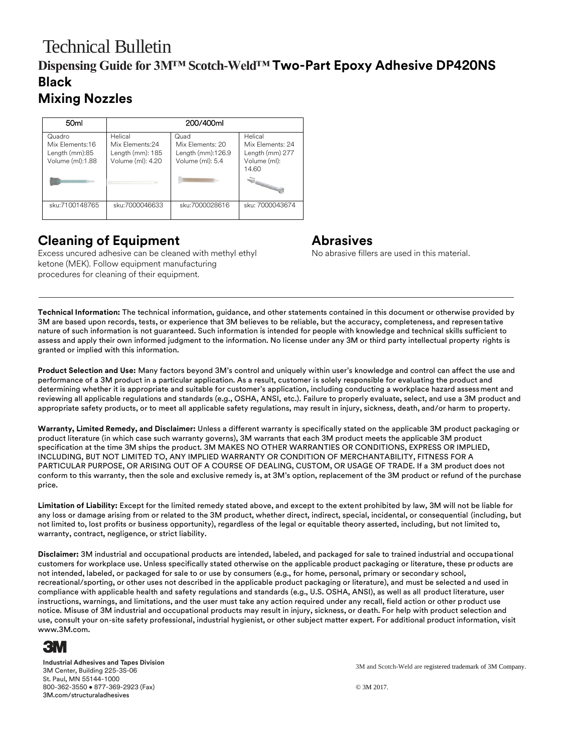# Technical Bulletin

## Dispensing Guide for 3M™ Scotch-Weld™ Two-Part Epoxy Adhesive DP420NS Black

## Mixing Nozzles

| 50ml | 200/400ml | | |
|---|---|---|---|
| Quadro<br>Mix Elements:16<br>Length (mm):85<br>Volume (ml):1.88 | Helical<br>Mix Elements:24<br>Length (mm): 185<br>Volume (ml): 4.20 | Quad<br>Mix Elements: 20<br>Length (mm):126.9<br>Volume (ml): 5.4 | Helical<br>Mix Elements: 24<br>Length (mm) 277<br>Volume (ml): 14.60 |
| sku:7100148765 | sku:7000046633 | sku:7000028616 | sku: 7000043674 |

## Cleaning of Equipment

Excess uncured adhesive can be cleaned with methyl ethyl ketone (MEK). Follow equipment manufacturing procedures for cleaning of their equipment.

## Abrasives

No abrasive fillers are used in this material.

---

**Technical Information:** The technical information, guidance, and other statements contained in this document or otherwise provided by 3M are based upon records, tests, or experience that 3M believes to be reliable, but the accuracy, completeness, and representative nature of such information is not guaranteed. Such information is intended for people with knowledge and technical skills sufficient to assess and apply their own informed judgment to the information. No license under any 3M or third party intellectual property rights is granted or implied with this information.

**Product Selection and Use:** Many factors beyond 3M's control and uniquely within user's knowledge and control can affect the use and performance of a 3M product in a particular application. As a result, customer is solely responsible for evaluating the product and determining whether it is appropriate and suitable for customer's application, including conducting a workplace hazard assessment and reviewing all applicable regulations and standards (e.g., OSHA, ANSI, etc.). Failure to properly evaluate, select, and use a 3M product and appropriate safety products, or to meet all applicable safety regulations, may result in injury, sickness, death, and/or harm to property.

**Warranty, Limited Remedy, and Disclaimer:** Unless a different warranty is specifically stated on the applicable 3M product packaging or product literature (in which case such warranty governs), 3M warrants that each 3M product meets the applicable 3M product specification at the time 3M ships the product. 3M MAKES NO OTHER WARRANTIES OR CONDITIONS, EXPRESS OR IMPLIED, INCLUDING, BUT NOT LIMITED TO, ANY IMPLIED WARRANTY OR CONDITION OF MERCHANTABILITY, FITNESS FOR A PARTICULAR PURPOSE, OR ARISING OUT OF A COURSE OF DEALING, CUSTOM, OR USAGE OF TRADE. If a 3M product does not conform to this warranty, then the sole and exclusive remedy is, at 3M's option, replacement of the 3M product or refund of the purchase price.

**Limitation of Liability:** Except for the limited remedy stated above, and except to the extent prohibited by law, 3M will not be liable for any loss or damage arising from or related to the 3M product, whether direct, indirect, special, incidental, or consequential (including, but not limited to, lost profits or business opportunity), regardless of the legal or equitable theory asserted, including, but not limited to, warranty, contract, negligence, or strict liability.

**Disclaimer:** 3M industrial and occupational products are intended, labeled, and packaged for sale to trained industrial and occupational customers for workplace use. Unless specifically stated otherwise on the applicable product packaging or literature, these products are not intended, labeled, or packaged for sale to or use by consumers (e.g., for home, personal, primary or secondary school, recreational/sporting, or other uses not described in the applicable product packaging or literature), and must be selected and used in compliance with applicable health and safety regulations and standards (e.g., U.S. OSHA, ANSI), as well as all product literature, user instructions, warnings, and limitations, and the user must take any action required under any recall, field action or other product use notice. Misuse of 3M industrial and occupational products may result in injury, sickness, or death. For help with product selection and use, consult your on-site safety professional, industrial hygienist, or other subject matter expert. For additional product information, visit www.3M.com.

3M

**Industrial Adhesives and Tapes Division**
3M Center, Building 225-3S-06
St. Paul, MN 55144-1000
800-362-3550 • 877-369-2923 (Fax)
3M.com/structuraladhesives

3M and Scotch-Weld are registered trademark of 3M Company.

© 3M 2017.